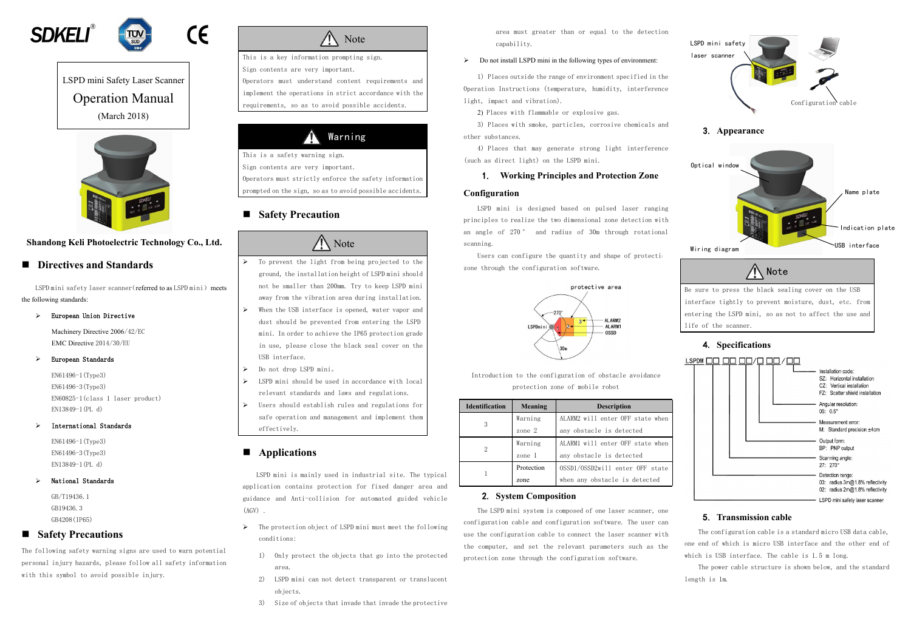SDKELI®

LSPD mini Safety Laser Scanner

# Operation Manual

(March 2018)

**Shandong Keli Photoelectric Technology Co., Ltd.**

## Directives and Standards

LSPD mini safety laser scanner(referred to as LSPD mini) meets the following standards:

- **European Union Directive**

  Machinery Directive 2006/42/EC

  EMC Directive 2014/30/EU

- **European Standards**

  EN61496-1(Type3)

  EN61496-3(Type3)

  EN60825-1(class 1 laser product)

  EN13849-1(PL d)

- **International Standards**

  EN61496-1(Type3)

  EN61496-3(Type3)

  EN13849-1(PL d)

- **National Standards**

  GB/T19436.1

  GB19436.3

  GB4208(IP65)

## Safety Precautions

The following safety warning signs are used to warn potential personal injury hazards, please follow all safety information with this symbol to avoid possible injury.

> **Note**
>
> This is a key information prompting sign.
> Sign contents are very important.
> Operators must understand content requirements and implement the operations in strict accordance with the requirements, so as to avoid possible accidents.

> **Warning**
>
> This is a safety warning sign.
> Sign contents are very important.
> Operators must strictly enforce the safety information prompted on the sign, so as to avoid possible accidents.

## Safety Precaution

> **Note**
>
> - To prevent the light from being projected to the ground, the installation height of LSPD mini should not be smaller than 200mm. Try to keep LSPD mini away from the vibration area during installation.
> - When the USB interface is opened, water vapor and dust should be prevented from entering the LSPD mini. In order to achieve the IP65 protection grade in use, please close the black seal cover on the USB interface.
> - Do not drop LSPD mini。
> - LSPD mini should be used in accordance with local relevant standards and laws and regulations.
> - Users should establish rules and regulations for safe operation and management and implement them effectively.

## Applications

LSPD mini is mainly used in industrial site. The typical application contains protection for fixed danger area and guidance and Anti-collision for automated guided vehicle (AGV).

- The protection object of LSPD mini must meet the following conditions:

  1) Only protect the objects that go into the protected area.

  2) LSPD mini can not detect transparent or translucent objects.

  3) Size of objects that invade that invade the protective area must greater than or equal to the detection capability.

- Do not install LSPD mini in the following types of environment:

  1) Places outside the range of environment specified in the Operation Instructions (temperature, humidity, interference light, impact and vibration).

  2) Places with flammable or explosive gas.

  3) Places with smoke, particles, corrosive chemicals and other substances.

  4) Places that may generate strong light interference (such as direct light) on the LSPD mini.

### 1. Working Principles and Protection Zone Configuration

LSPD mini is designed based on pulsed laser ranging principles to realize the two dimensional zone detection with an angle of 270° and radius of 30m through rotational scanning.

Users can configure the quantity and shape of protection zone through the configuration software.

protective area

LSPDmini 270° 1 2 3 ALARM2 ALARM1 OSSD 30m

Introduction to the configuration of obstacle avoidance protection zone of mobile robot

| Identification | Meaning | Description |
|---|---|---|
| 3 | Warning zone 2 | ALARM2 will enter OFF state when any obstacle is detected |
| 2 | Warning zone 1 | ALARM1 will enter OFF state when any obstacle is detected |
| 1 | Protection zone | OSSD1/OSSD2will enter OFF state when any obstacle is detected |

### 2. System Composition

The LSPD mini system is composed of one laser scanner, one configuration cable and configuration software. The user can use the configuration cable to connect the laser scanner with the computer, and set the relevant parameters such as the protection zone through the configuration software.

LSPD mini safety laser scanner

Configuration cable

### 3. Appearance

Optical window

Name plate

Indication plate

Wiring diagram

USB interface

> **Note**
>
> Be sure to press the black sealing cover on the USB interface tightly to prevent moisture, dust, etc. from entering the LSPD mini, so as not to affect the use and life of the scanner.

### 4. Specifications

LSPDM □□ □□ □□/□ □□/□□

- Installation code:
  - SZ: Horizontal installation
  - CZ: Vertical installation
  - FZ: Scatter shield installation
- Angular resolution:
  - 05: 0.5°
- Measurement error:
  - M: Standard precision ±4cm
- Output form:
  - BP: PNP output
- Scanning angle:
  - 27: 270°
- Detection range:
  - 03: radius 3m@1.8% reflectivity
  - 02: radius 2m@1.8% reflectivity
- LSPD mini safety laser scanner

### 5. Transmission cable

The configuration cable is a standard micro USB data cable, one end of which is micro USB interface and the other end of which is USB interface. The cable is 1.5 m long.

The power cable structure is shown below, and the standard length is 1m.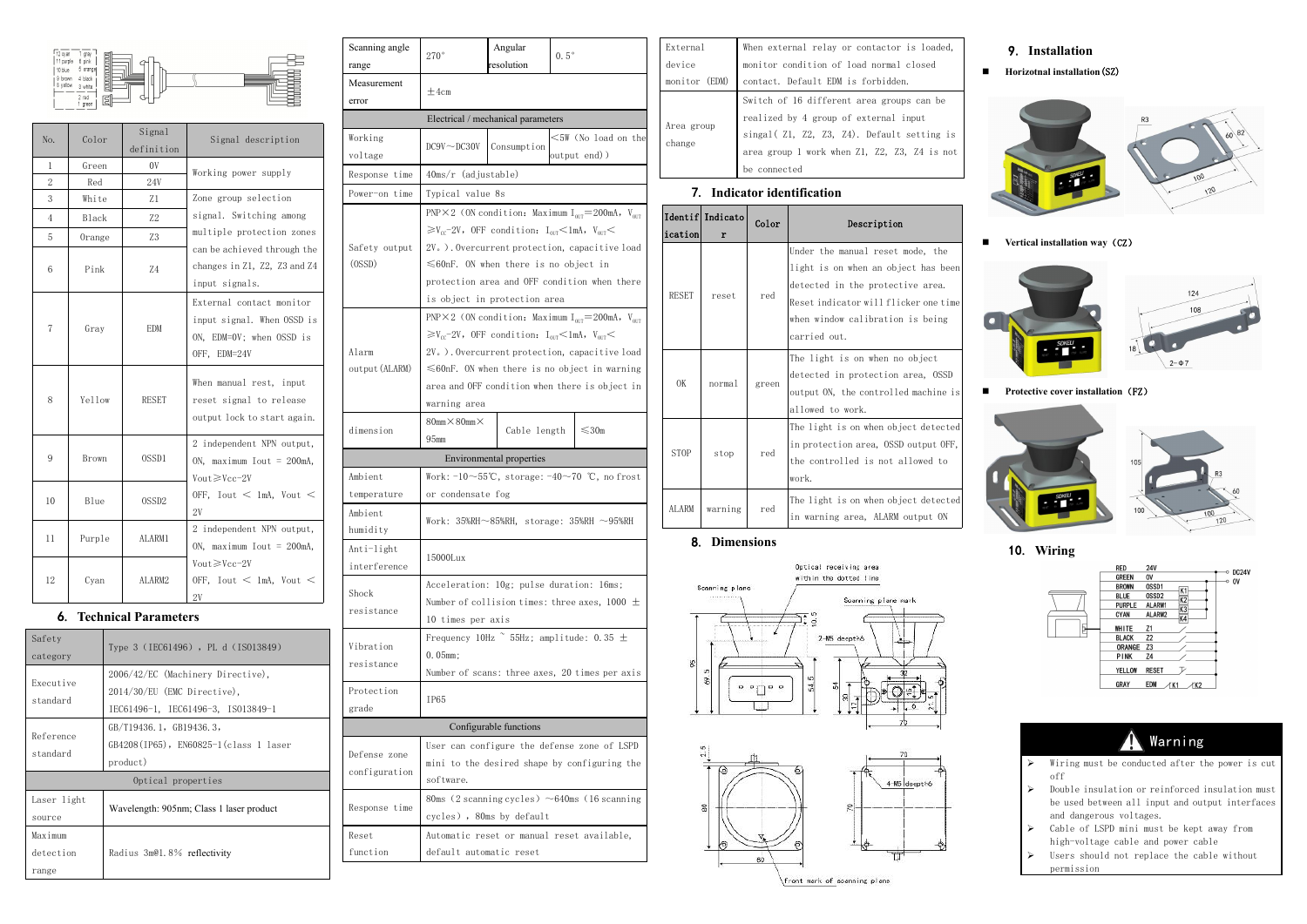| No. | Color | Signal definition | Signal description |
|---|---|---|---|
| 1 | Green | 0V | Working power supply |
| 2 | Red | 24V | |
| 3 | White | Z1 | Zone group selection signal. Switching among multiple protection zones can be achieved through the changes in Z1, Z2, Z3 and Z4 input signals. |
| 4 | Black | Z2 | |
| 5 | Orange | Z3 | |
| 6 | Pink | Z4 | |
| 7 | Gray | EDM | External contact monitor input signal. When OSSD is ON, EDM=0V; when OSSD is OFF, EDM=24V |
| 8 | Yellow | RESET | When manual rest, input reset signal to release output lock to start again. |
| 9 | Brown | OSSD1 | 2 independent NPN output, ON, maximum Iout = 200mA, Vout≥Vcc-2V OFF, Iout < 1mA, Vout < 2V |
| 10 | Blue | OSSD2 | |
| 11 | Purple | ALARM1 | 2 independent NPN output, ON, maximum Iout = 200mA, Vout≥Vcc-2V OFF, Iout < 1mA, Vout < 2V |
| 12 | Cyan | ALARM2 | |

## 6. Technical Parameters

| | | | |
|---|---|---|---|
| Safety category | Type 3 (IEC61496), PL d (ISO13849) | | |
| Executive standard | 2006/42/EC (Machinery Directive), 2014/30/EU (EMC Directive), IEC61496-1, IEC61496-3, ISO13849-1 | | |
| Reference standard | GB/T19436.1, GB19436.3, GB4208(IP65), EN60825-1(class 1 laser product) | | |
| **Optical properties** | | | |
| Laser light source | Wavelength: 905nm; Class 1 laser product | | |
| Maximum detection range | Radius 3m@1.8% reflectivity | | |
| Scanning angle range | 270° | Angular resolution | 0.5° |
| Measurement error | ±4cm | | |
| **Electrical / mechanical parameters** | | | |
| Working voltage | DC9V～DC30V | Consumption | <5W (No load on the output end)) |
| Response time | 40ms/r (adjustable) | | |
| Power-on time | Typical value 8s | | |
| Safety output (OSSD) | PNP×2 (ON condition: Maximum $I_{OUT}$=200mA, $V_{OUT}$ ≥$V_{CC}$-2V, OFF condition: $I_{OUT}$<1mA, $V_{OUT}$< 2V。). Overcurrent protection, capacitive load ≤60nF. ON when there is no object in protection area and OFF condition when there is object in protection area | | |
| Alarm output(ALARM) | PNP×2 (ON condition: Maximum $I_{OUT}$=200mA, $V_{OUT}$ ≥$V_{CC}$-2V, OFF condition: $I_{OUT}$<1mA, $V_{OUT}$< 2V。). Overcurrent protection, capacitive load ≤60nF. ON when there is no object in warning area and OFF condition when there is object in warning area | | |
| dimension | 80mm×80mm×95mm | Cable length | ≤30m |
| **Environmental properties** | | | |
| Ambient temperature | Work: -10～55℃, storage: -40～70 ℃, no frost or condensate fog | | |
| Ambient humidity | Work: 35%RH～85%RH, storage: 35%RH ～95%RH | | |
| Anti-light interference | 15000Lux | | |
| Shock resistance | Acceleration: 10g; pulse duration: 16ms; Number of collision times: three axes, 1000 ± 10 times per axis | | |
| Vibration resistance | Frequency 10Hz ~ 55Hz; amplitude: 0.35 ± 0.05mm; Number of scans: three axes, 20 times per axis | | |
| Protection grade | IP65 | | |
| **Configurable functions** | | | |
| Defense zone configuration | User can configure the defense zone of LSPD mini to the desired shape by configuring the software. | | |
| Response time | 80ms (2 scanning cycles) ～640ms (16 scanning cycles), 80ms by default | | |
| Reset function | Automatic reset or manual reset available, default automatic reset | | |
| External device monitor (EDM) | When external relay or contactor is loaded, monitor condition of load normal closed contact. Default EDM is forbidden. | | |
| Area group change | Switch of 16 different area groups can be realized by 4 group of external input singal (Z1, Z2, Z3, Z4). Default setting is area group 1 work when Z1, Z2, Z3, Z4 is not be connected | | |

## 7. Indicator identification

| Identification | Indicator | Color | Description |
|---|---|---|---|
| RESET | reset | red | Under the manual reset mode, the light is on when an object has been detected in the protective area. Reset indicator will flicker one time when window calibration is being carried out. |
| OK | normal | green | The light is on when no object detected in protection area, OSSD output ON, the controlled machine is allowed to work. |
| STOP | stop | red | The light is on when object detected in protection area, OSSD output OFF, the controlled machine is not allowed to work. |
| ALARM | warning | red | The light is on when object detected in warning area, ALARM output ON |

## 8. Dimensions

Optical receiving area within the dotted line
Scanning plane
Scanning plane mark
2-M5 depth6
4-M5 depth6
Front mark of scanning plane
95
69.5
54.5
10.5
51
30
17
32
15
21.5
8
72
2.5
80
80
70
70

## 9. Installation

- **Horizotnal installation (SZ)**

R3
60
82
100
120

- **Vertical installation way (CZ)**

124
108
18
2-Φ7

- **Protective cover installation (FZ)**

105
R3
60
100
100
120

## 10. Wiring

RED 24V
GREEN 0V
BROWN OSSD1
BLUE OSSD2
PURPLE ALARM1
CYAN ALARM2
WHITE Z1
BLACK Z2
ORANGE Z3
PINK Z4
YELLOW RESET
GRAY EDM
K1
K2
K3
K4
DC24V
0V

## ⚠ Warning

- Wiring must be conducted after the power is cut off
- Double insulation or reinforced insulation must be used between all input and output interfaces and dangerous voltages.
- Cable of LSPD mini must be kept away from high-voltage cable and power cable
- Users should not replace the cable without permission